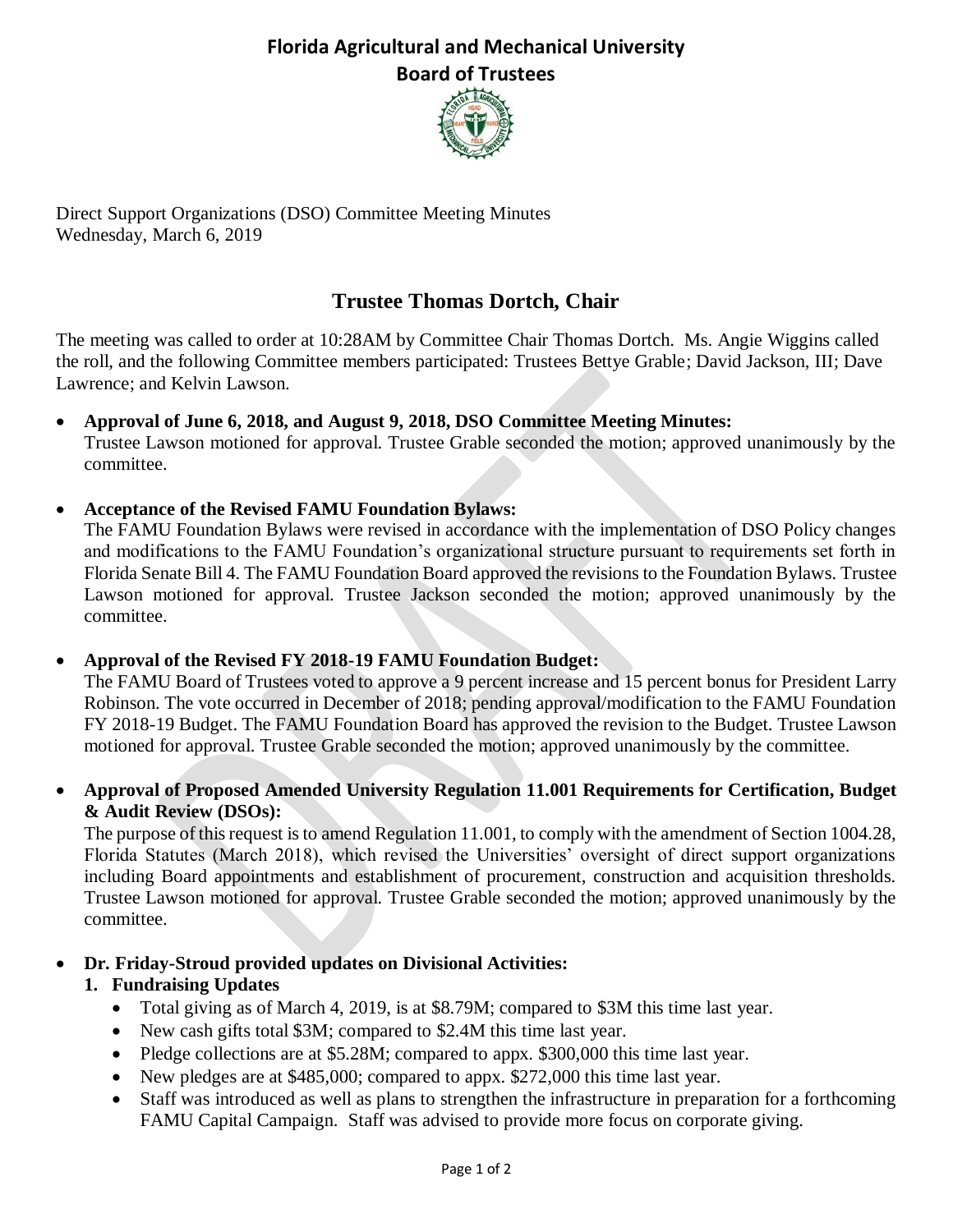# Florida Agricultural and Mechanical University
## Board of Trustees

Direct Support Organizations (DSO) Committee Meeting Minutes
Wednesday, March 6, 2019

## Trustee Thomas Dortch, Chair

The meeting was called to order at 10:28AM by Committee Chair Thomas Dortch. Ms. Angie Wiggins called the roll, and the following Committee members participated: Trustees Bettye Grable; David Jackson, III; Dave Lawrence; and Kelvin Lawson.

- **Approval of June 6, 2018, and August 9, 2018, DSO Committee Meeting Minutes:**
  Trustee Lawson motioned for approval. Trustee Grable seconded the motion; approved unanimously by the committee.

- **Acceptance of the Revised FAMU Foundation Bylaws:**
  The FAMU Foundation Bylaws were revised in accordance with the implementation of DSO Policy changes and modifications to the FAMU Foundation's organizational structure pursuant to requirements set forth in Florida Senate Bill 4. The FAMU Foundation Board approved the revisions to the Foundation Bylaws. Trustee Lawson motioned for approval. Trustee Jackson seconded the motion; approved unanimously by the committee.

- **Approval of the Revised FY 2018-19 FAMU Foundation Budget:**
  The FAMU Board of Trustees voted to approve a 9 percent increase and 15 percent bonus for President Larry Robinson. The vote occurred in December of 2018; pending approval/modification to the FAMU Foundation FY 2018-19 Budget. The FAMU Foundation Board has approved the revision to the Budget. Trustee Lawson motioned for approval. Trustee Grable seconded the motion; approved unanimously by the committee.

- **Approval of Proposed Amended University Regulation 11.001 Requirements for Certification, Budget & Audit Review (DSOs):**
  The purpose of this request is to amend Regulation 11.001, to comply with the amendment of Section 1004.28, Florida Statutes (March 2018), which revised the Universities' oversight of direct support organizations including Board appointments and establishment of procurement, construction and acquisition thresholds. Trustee Lawson motioned for approval. Trustee Grable seconded the motion; approved unanimously by the committee.

- **Dr. Friday-Stroud provided updates on Divisional Activities:**
  1. **Fundraising Updates**
     - Total giving as of March 4, 2019, is at $8.79M; compared to $3M this time last year.
     - New cash gifts total $3M; compared to $2.4M this time last year.
     - Pledge collections are at $5.28M; compared to appx. $300,000 this time last year.
     - New pledges are at $485,000; compared to appx. $272,000 this time last year.
     - Staff was introduced as well as plans to strengthen the infrastructure in preparation for a forthcoming FAMU Capital Campaign. Staff was advised to provide more focus on corporate giving.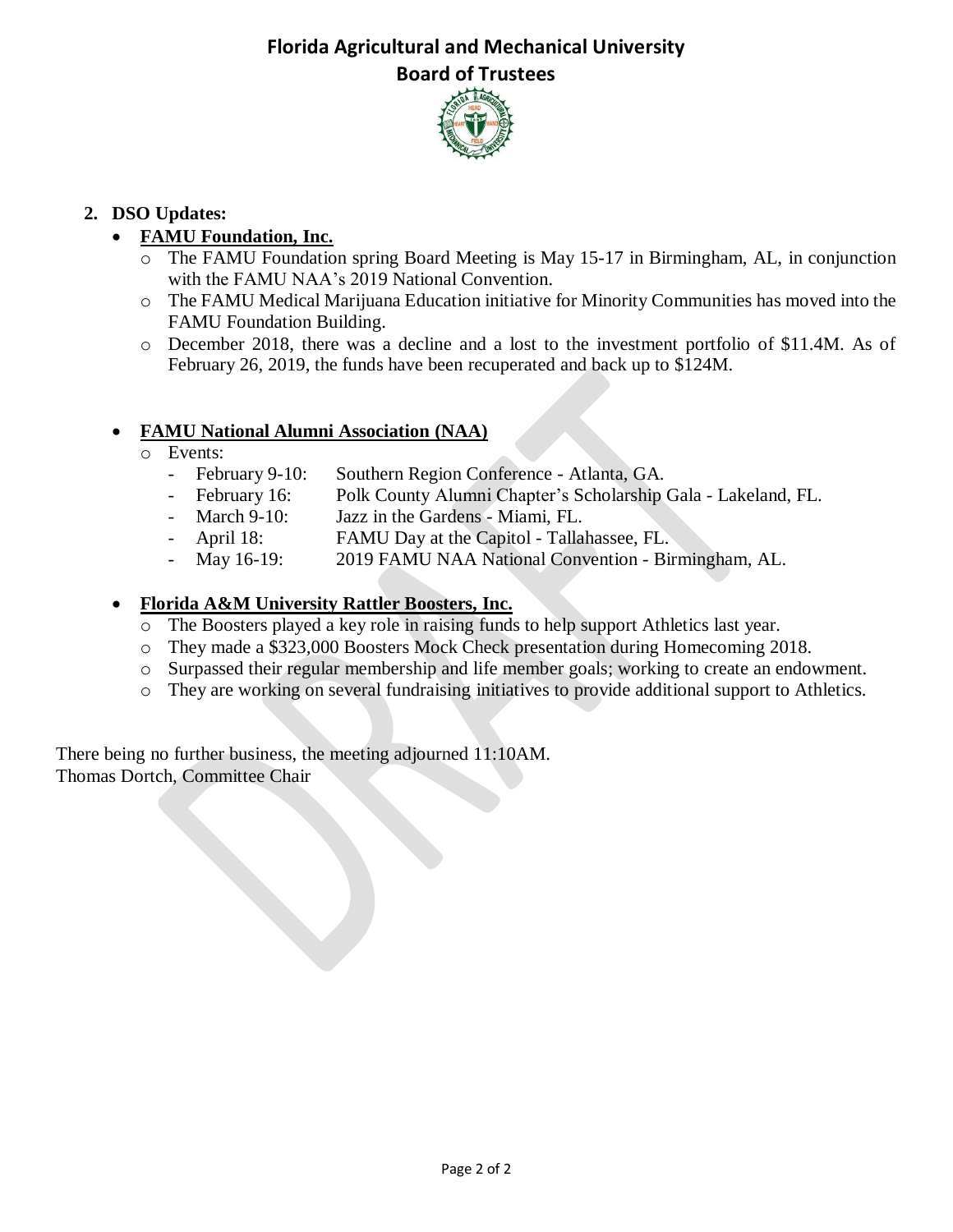# Florida Agricultural and Mechanical University
## Board of Trustees

**2. DSO Updates:**

- **FAMU Foundation, Inc.**
  - The FAMU Foundation spring Board Meeting is May 15-17 in Birmingham, AL, in conjunction with the FAMU NAA's 2019 National Convention.
  - The FAMU Medical Marijuana Education initiative for Minority Communities has moved into the FAMU Foundation Building.
  - December 2018, there was a decline and a lost to the investment portfolio of $11.4M. As of February 26, 2019, the funds have been recuperated and back up to $124M.

- **FAMU National Alumni Association (NAA)**
  - Events:
    - February 9-10: Southern Region Conference - Atlanta, GA.
    - February 16: Polk County Alumni Chapter's Scholarship Gala - Lakeland, FL.
    - March 9-10: Jazz in the Gardens - Miami, FL.
    - April 18: FAMU Day at the Capitol - Tallahassee, FL.
    - May 16-19: 2019 FAMU NAA National Convention - Birmingham, AL.

- **Florida A&M University Rattler Boosters, Inc.**
  - The Boosters played a key role in raising funds to help support Athletics last year.
  - They made a $323,000 Boosters Mock Check presentation during Homecoming 2018.
  - Surpassed their regular membership and life member goals; working to create an endowment.
  - They are working on several fundraising initiatives to provide additional support to Athletics.

There being no further business, the meeting adjourned 11:10AM.
Thomas Dortch, Committee Chair